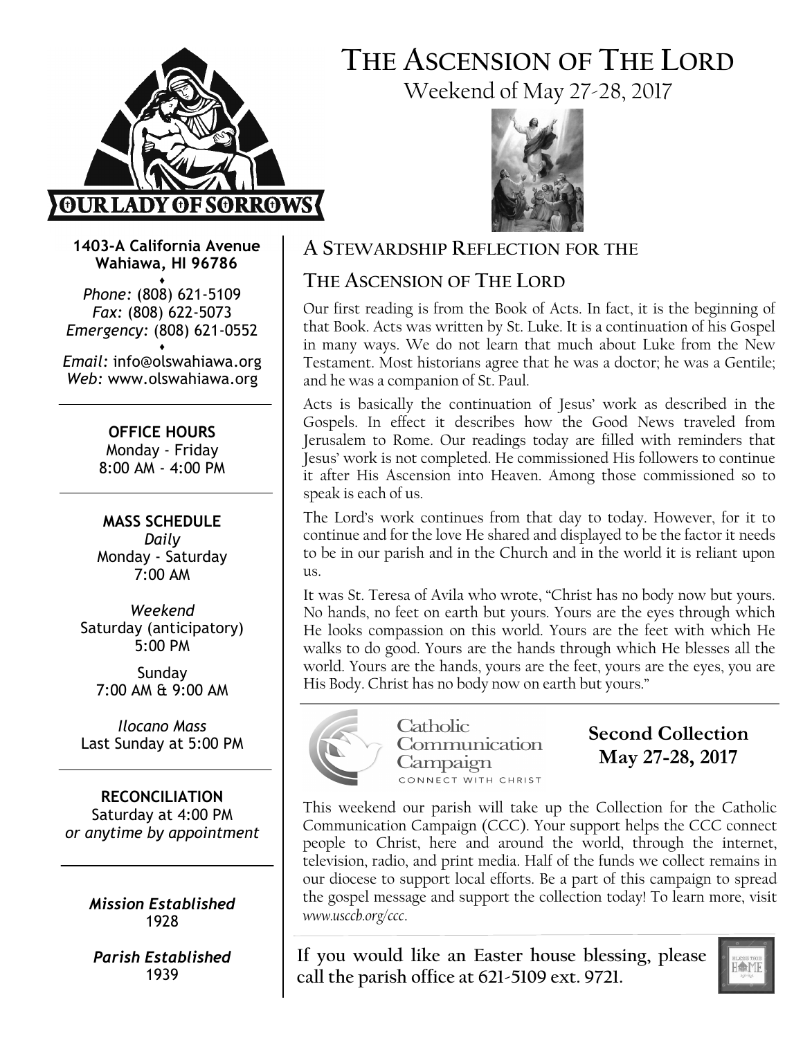# THE ASCENSION OF THE LORD

Weekend of May 27-28, 2017

**OUR LADY OF SORROWS**

**1403-A California Avenue**
**Wahiawa, HI 96786**

*Phone:* (808) 621-5109
*Fax:* (808) 622-5073
*Emergency:* (808) 621-0552

*Email:* info@olswahiawa.org
*Web:* www.olswahiawa.org

**OFFICE HOURS**
Monday - Friday
8:00 AM - 4:00 PM

**MASS SCHEDULE**
*Daily*
Monday - Saturday
7:00 AM

*Weekend*
Saturday (anticipatory)
5:00 PM

Sunday
7:00 AM & 9:00 AM

*Ilocano Mass*
Last Sunday at 5:00 PM

**RECONCILIATION**
Saturday at 4:00 PM
*or anytime by appointment*

*Mission Established*
1928

*Parish Established*
1939

## A STEWARDSHIP REFLECTION FOR THE THE ASCENSION OF THE LORD

Our first reading is from the Book of Acts. In fact, it is the beginning of that Book. Acts was written by St. Luke. It is a continuation of his Gospel in many ways. We do not learn that much about Luke from the New Testament. Most historians agree that he was a doctor; he was a Gentile; and he was a companion of St. Paul.

Acts is basically the continuation of Jesus' work as described in the Gospels. In effect it describes how the Good News traveled from Jerusalem to Rome. Our readings today are filled with reminders that Jesus' work is not completed. He commissioned His followers to continue it after His Ascension into Heaven. Among those commissioned so to speak is each of us.

The Lord's work continues from that day to today. However, for it to continue and for the love He shared and displayed to be the factor it needs to be in our parish and in the Church and in the world it is reliant upon us.

It was St. Teresa of Avila who wrote, "Christ has no body now but yours. No hands, no feet on earth but yours. Yours are the eyes through which He looks compassion on this world. Yours are the feet with which He walks to do good. Yours are the hands through which He blesses all the world. Yours are the hands, yours are the feet, yours are the eyes, you are His Body. Christ has no body now on earth but yours."

Catholic Communication Campaign
CONNECT WITH CHRIST

## Second Collection May 27-28, 2017

This weekend our parish will take up the Collection for the Catholic Communication Campaign (CCC). Your support helps the CCC connect people to Christ, here and around the world, through the internet, television, radio, and print media. Half of the funds we collect remains in our diocese to support local efforts. Be a part of this campaign to spread the gospel message and support the collection today! To learn more, visit *www.usccb.org/ccc*.

**If you would like an Easter house blessing, please call the parish office at 621-5109 ext. 9721.**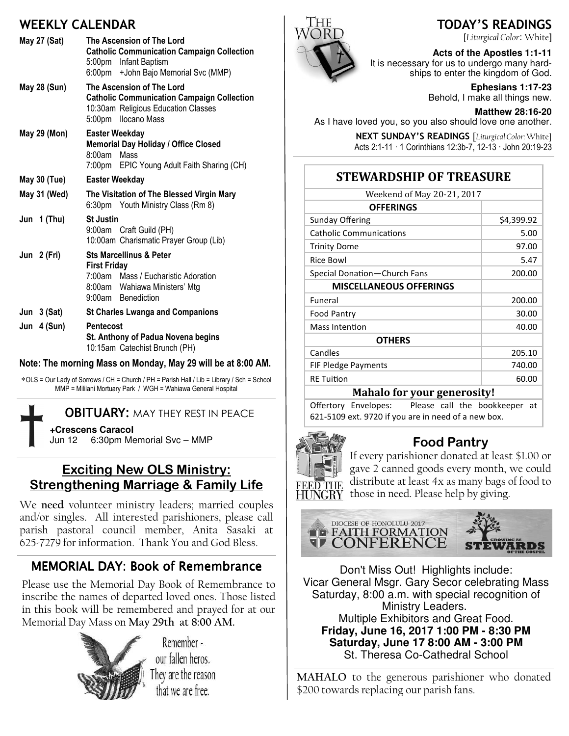## WEEKLY CALENDAR

**May 27 (Sat)** — **The Ascension of The Lord**
**Catholic Communication Campaign Collection**
5:00pm Infant Baptism
6:00pm +John Bajo Memorial Svc (MMP)

**May 28 (Sun)** — **The Ascension of The Lord**
**Catholic Communication Campaign Collection**
10:30am Religious Education Classes
5:00pm Ilocano Mass

**May 29 (Mon)** — **Easter Weekday**
**Memorial Day Holiday / Office Closed**
8:00am Mass
7:00pm EPIC Young Adult Faith Sharing (CH)

**May 30 (Tue)** — **Easter Weekday**

**May 31 (Wed)** — **The Visitation of The Blessed Virgin Mary**
6:30pm Youth Ministry Class (Rm 8)

**Jun 1 (Thu)** — **St Justin**
9:00am Craft Guild (PH)
10:00am Charismatic Prayer Group (Lib)

**Jun 2 (Fri)** — **Sts Marcellinus & Peter**
**First Friday**
7:00am Mass / Eucharistic Adoration
8:00am Wahiawa Ministers' Mtg
9:00am Benediction

**Jun 3 (Sat)** — **St Charles Lwanga and Companions**

**Jun 4 (Sun)** — **Pentecost**
**St. Anthony of Padua Novena begins**
10:15am Catechist Brunch (PH)

**Note: The morning Mass on Monday, May 29 will be at 8:00 AM.**

*OLS = Our Lady of Sorrows / CH = Church / PH = Parish Hall / Lib = Library / Sch = School
MMP = Mililani Mortuary Park / WGH = Wahiawa General Hospital

## OBITUARY: MAY THEY REST IN PEACE

**+Crescens Caracol**
Jun 12 6:30pm Memorial Svc – MMP

## Exciting New OLS Ministry: Strengthening Marriage & Family Life

We **need** volunteer ministry leaders; married couples and/or singles. All interested parishioners, please call parish pastoral council member, Anita Sasaki at 625-7279 for information. Thank You and God Bless.

## MEMORIAL DAY: Book of Remembrance

Please use the Memorial Day Book of Remembrance to inscribe the names of departed loved ones. Those listed in this book will be remembered and prayed for at our Memorial Day Mass on **May 29th at 8:00 AM.**

Remember - our fallen heros. They are the reason that we are free.

## TODAY'S READINGS

[*Liturgical Color*: White]

**Acts of the Apostles 1:1-11**
It is necessary for us to undergo many hardships to enter the kingdom of God.

**Ephesians 1:17-23**
Behold, I make all things new.

**Matthew 28:16-20**
As I have loved you, so you also should love one another.

**NEXT SUNDAY'S READINGS** [*Liturgical Color*: White]
Acts 2:1-11 · 1 Corinthians 12:3b-7, 12-13 · John 20:19-23

## STEWARDSHIP OF TREASURE

Weekend of May 20-21, 2017

| **OFFERINGS** | |
|---|---|
| Sunday Offering | $4,399.92 |
| Catholic Communications | 5.00 |
| Trinity Dome | 97.00 |
| Rice Bowl | 5.47 |
| Special Donation—Church Fans | 200.00 |
| **MISCELLANEOUS OFFERINGS** | |
| Funeral | 200.00 |
| Food Pantry | 30.00 |
| Mass Intention | 40.00 |
| **OTHERS** | |
| Candles | 205.10 |
| FIF Pledge Payments | 740.00 |
| RE Tuition | 60.00 |

**Mahalo for your generosity!**

Offertory Envelopes: Please call the bookkeeper at 621-5109 ext. 9720 if you are in need of a new box.

## Food Pantry

FEED THE HUNGRY

If every parishioner donated at least $1.00 or gave 2 canned goods every month, we could distribute at least 4x as many bags of food to those in need. Please help by giving.

DIOCESE OF HONOLULU 2017 FAITH FORMATION CONFERENCE — GROWING AS STEWARDS OF THE GOSPEL

Don't Miss Out! Highlights include:
Vicar General Msgr. Gary Secor celebrating Mass Saturday, 8:00 a.m. with special recognition of Ministry Leaders.
Multiple Exhibitors and Great Food.
**Friday, June 16, 2017 1:00 PM - 8:30 PM**
**Saturday, June 17 8:00 AM - 3:00 PM**
St. Theresa Co-Cathedral School

**MAHALO** to the generous parishioner who donated $200 towards replacing our parish fans.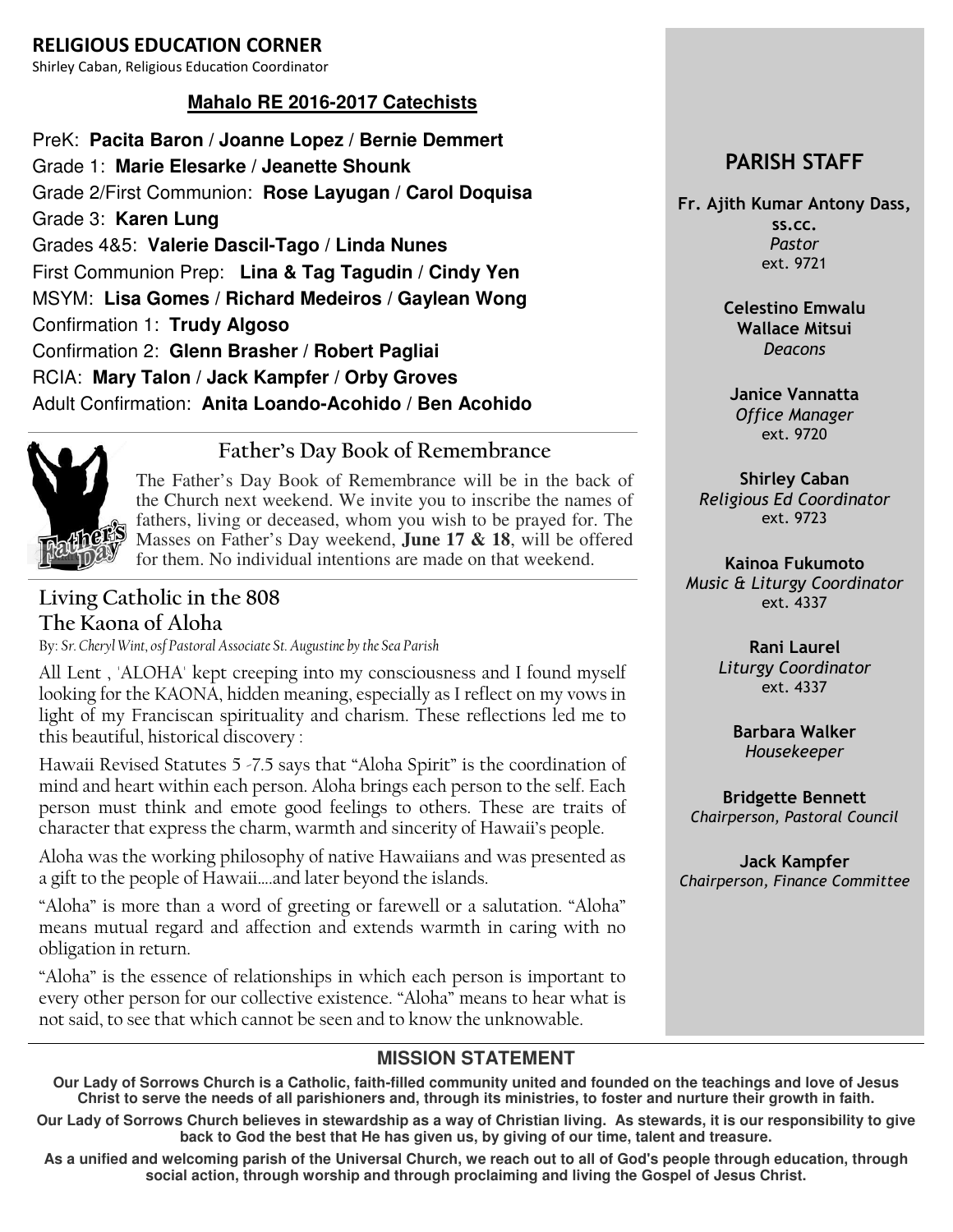## RELIGIOUS EDUCATION CORNER

Shirley Caban, Religious Education Coordinator

**Mahalo RE 2016-2017 Catechists**

PreK: **Pacita Baron / Joanne Lopez / Bernie Demmert**
Grade 1: **Marie Elesarke / Jeanette Shounk**
Grade 2/First Communion: **Rose Layugan / Carol Doquisa**
Grade 3: **Karen Lung**
Grades 4&5: **Valerie Dascil-Tago / Linda Nunes**
First Communion Prep: **Lina & Tag Tagudin / Cindy Yen**
MSYM: **Lisa Gomes / Richard Medeiros / Gaylean Wong**
Confirmation 1: **Trudy Algoso**
Confirmation 2: **Glenn Brasher / Robert Pagliai**
RCIA: **Mary Talon / Jack Kampfer / Orby Groves**
Adult Confirmation: **Anita Loando-Acohido / Ben Acohido**

## Father's Day Book of Remembrance

The Father's Day Book of Remembrance will be in the back of the Church next weekend. We invite you to inscribe the names of fathers, living or deceased, whom you wish to be prayed for. The Masses on Father's Day weekend, **June 17 & 18**, will be offered for them. No individual intentions are made on that weekend.

## Living Catholic in the 808
## The Kaona of Aloha

By: *Sr. Cheryl Wint, osf Pastoral Associate St. Augustine by the Sea Parish*

All Lent , 'ALOHA' kept creeping into my consciousness and I found myself looking for the KAONA, hidden meaning, especially as I reflect on my vows in light of my Franciscan spirituality and charism. These reflections led me to this beautiful, historical discovery :

Hawaii Revised Statutes 5 -7.5 says that "Aloha Spirit" is the coordination of mind and heart within each person. Aloha brings each person to the self. Each person must think and emote good feelings to others. These are traits of character that express the charm, warmth and sincerity of Hawaii's people.

Aloha was the working philosophy of native Hawaiians and was presented as a gift to the people of Hawaii....and later beyond the islands.

"Aloha" is more than a word of greeting or farewell or a salutation. "Aloha" means mutual regard and affection and extends warmth in caring with no obligation in return.

"Aloha" is the essence of relationships in which each person is important to every other person for our collective existence. "Aloha" means to hear what is not said, to see that which cannot be seen and to know the unknowable.

## PARISH STAFF

**Fr. Ajith Kumar Antony Dass, ss.cc.**
*Pastor*
ext. 9721

**Celestino Emwalu**
**Wallace Mitsui**
*Deacons*

**Janice Vannatta**
*Office Manager*
ext. 9720

**Shirley Caban**
*Religious Ed Coordinator*
ext. 9723

**Kainoa Fukumoto**
*Music & Liturgy Coordinator*
ext. 4337

**Rani Laurel**
*Liturgy Coordinator*
ext. 4337

**Barbara Walker**
*Housekeeper*

**Bridgette Bennett**
*Chairperson, Pastoral Council*

**Jack Kampfer**
*Chairperson, Finance Committee*

## MISSION STATEMENT

**Our Lady of Sorrows Church is a Catholic, faith-filled community united and founded on the teachings and love of Jesus Christ to serve the needs of all parishioners and, through its ministries, to foster and nurture their growth in faith.**

**Our Lady of Sorrows Church believes in stewardship as a way of Christian living. As stewards, it is our responsibility to give back to God the best that He has given us, by giving of our time, talent and treasure.**

**As a unified and welcoming parish of the Universal Church, we reach out to all of God's people through education, through social action, through worship and through proclaiming and living the Gospel of Jesus Christ.**